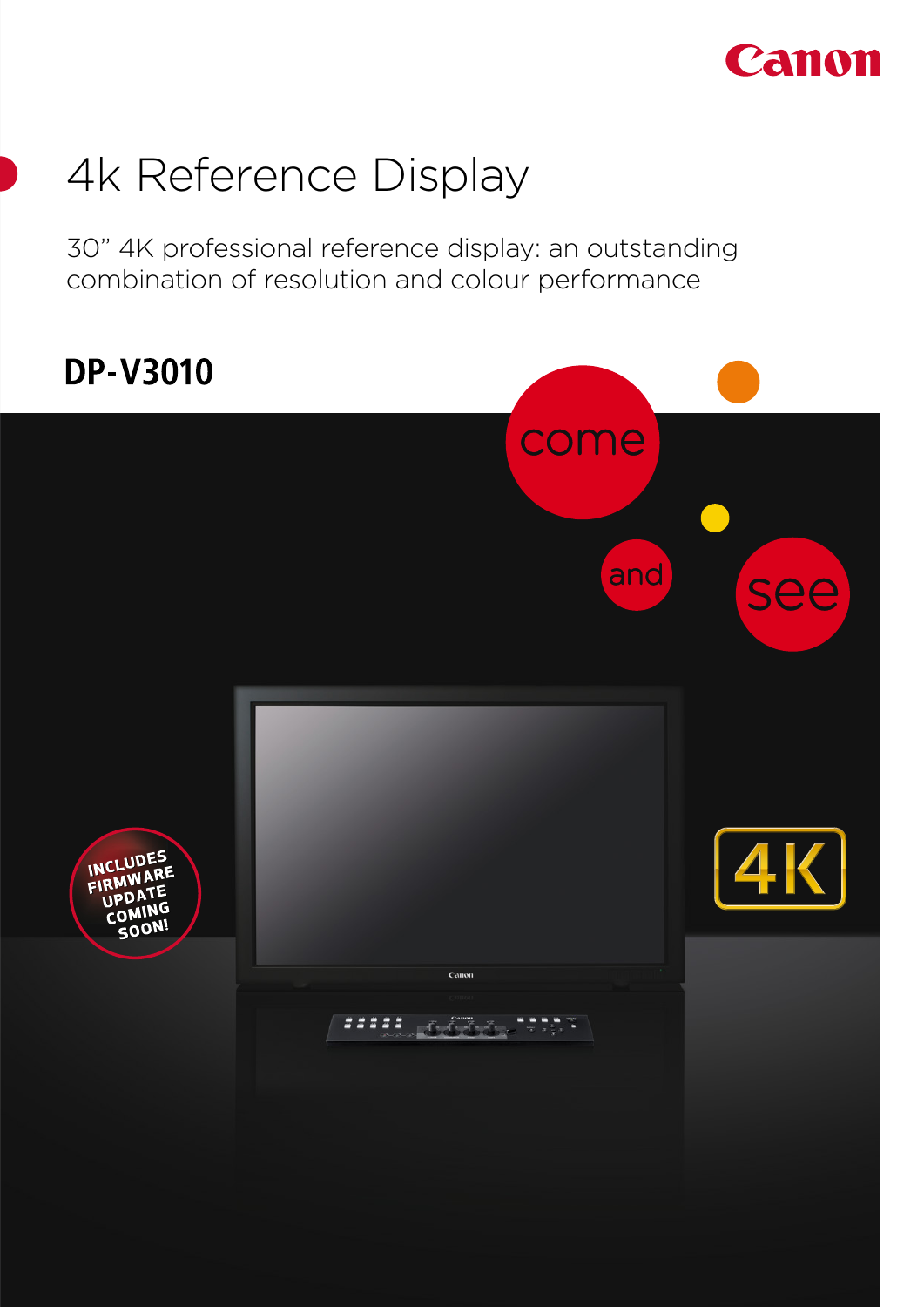# 4k Reference Display

30" 4K professional reference display: an outstanding combination of resolution and colour performance

## DP-V3010

come and see

INCLUDES FIRMWARE UPDATE COMING SOON!

4K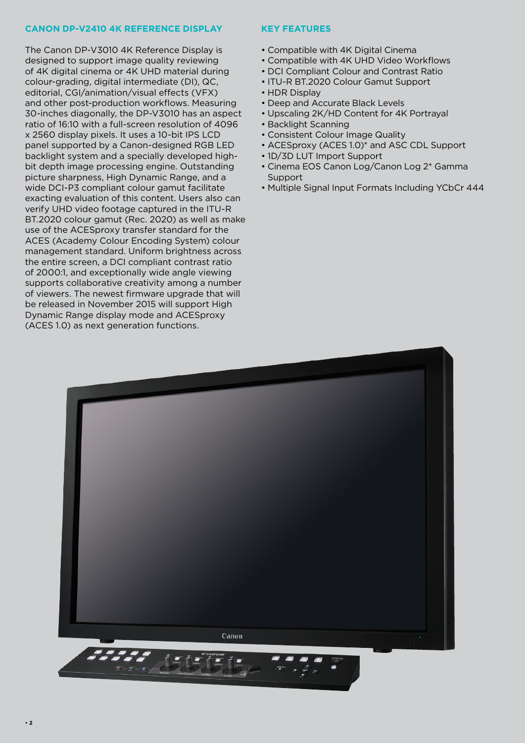## CANON DP-V2410 4K REFERENCE DISPLAY

The Canon DP-V3010 4K Reference Display is designed to support image quality reviewing of 4K digital cinema or 4K UHD material during colour-grading, digital intermediate (DI), QC, editorial, CGI/animation/visual effects (VFX) and other post-production workflows. Measuring 30-inches diagonally, the DP-V3010 has an aspect ratio of 16:10 with a full-screen resolution of 4096 x 2560 display pixels. It uses a 10-bit IPS LCD panel supported by a Canon-designed RGB LED backlight system and a specially developed high-bit depth image processing engine. Outstanding picture sharpness, High Dynamic Range, and a wide DCI-P3 compliant colour gamut facilitate exacting evaluation of this content. Users also can verify UHD video footage captured in the ITU-R BT.2020 colour gamut (Rec. 2020) as well as make use of the ACESproxy transfer standard for the ACES (Academy Colour Encoding System) colour management standard. Uniform brightness across the entire screen, a DCI compliant contrast ratio of 2000:1, and exceptionally wide angle viewing supports collaborative creativity among a number of viewers. The newest firmware upgrade that will be released in November 2015 will support High Dynamic Range display mode and ACESproxy (ACES 1.0) as next generation functions.

## KEY FEATURES

- Compatible with 4K Digital Cinema
- Compatible with 4K UHD Video Workflows
- DCI Compliant Colour and Contrast Ratio
- ITU-R BT.2020 Colour Gamut Support
- HDR Display
- Deep and Accurate Black Levels
- Upscaling 2K/HD Content for 4K Portrayal
- Backlight Scanning
- Consistent Colour Image Quality
- ACESproxy (ACES 1.0)* and ASC CDL Support
- 1D/3D LUT Import Support
- Cinema EOS Canon Log/Canon Log 2* Gamma Support
- Multiple Signal Input Formats Including YCbCr 444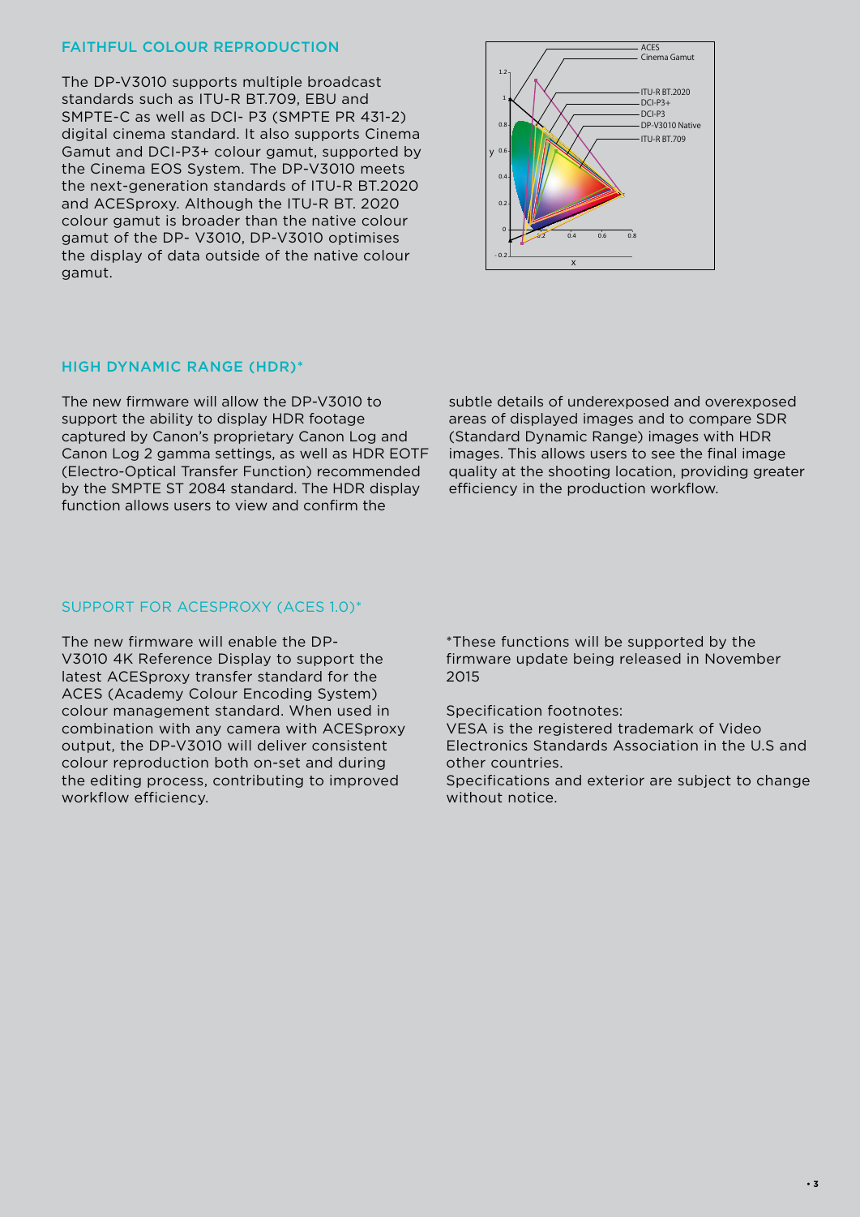## FAITHFUL COLOUR REPRODUCTION

The DP-V3010 supports multiple broadcast standards such as ITU-R BT.709, EBU and SMPTE-C as well as DCI- P3 (SMPTE PR 431-2) digital cinema standard. It also supports Cinema Gamut and DCI-P3+ colour gamut, supported by the Cinema EOS System. The DP-V3010 meets the next-generation standards of ITU-R BT.2020 and ACESproxy. Although the ITU-R BT. 2020 colour gamut is broader than the native colour gamut of the DP- V3010, DP-V3010 optimises the display of data outside of the native colour gamut.

## HIGH DYNAMIC RANGE (HDR)*

The new firmware will allow the DP-V3010 to support the ability to display HDR footage captured by Canon's proprietary Canon Log and Canon Log 2 gamma settings, as well as HDR EOTF (Electro-Optical Transfer Function) recommended by the SMPTE ST 2084 standard. The HDR display function allows users to view and confirm the subtle details of underexposed and overexposed areas of displayed images and to compare SDR (Standard Dynamic Range) images with HDR images. This allows users to see the final image quality at the shooting location, providing greater efficiency in the production workflow.

## SUPPORT FOR ACESPROXY (ACES 1.0)*

The new firmware will enable the DP-V3010 4K Reference Display to support the latest ACESproxy transfer standard for the ACES (Academy Colour Encoding System) colour management standard. When used in combination with any camera with ACESproxy output, the DP-V3010 will deliver consistent colour reproduction both on-set and during the editing process, contributing to improved workflow efficiency.

*These functions will be supported by the firmware update being released in November 2015

Specification footnotes:
VESA is the registered trademark of Video Electronics Standards Association in the U.S and other countries.
Specifications and exterior are subject to change without notice.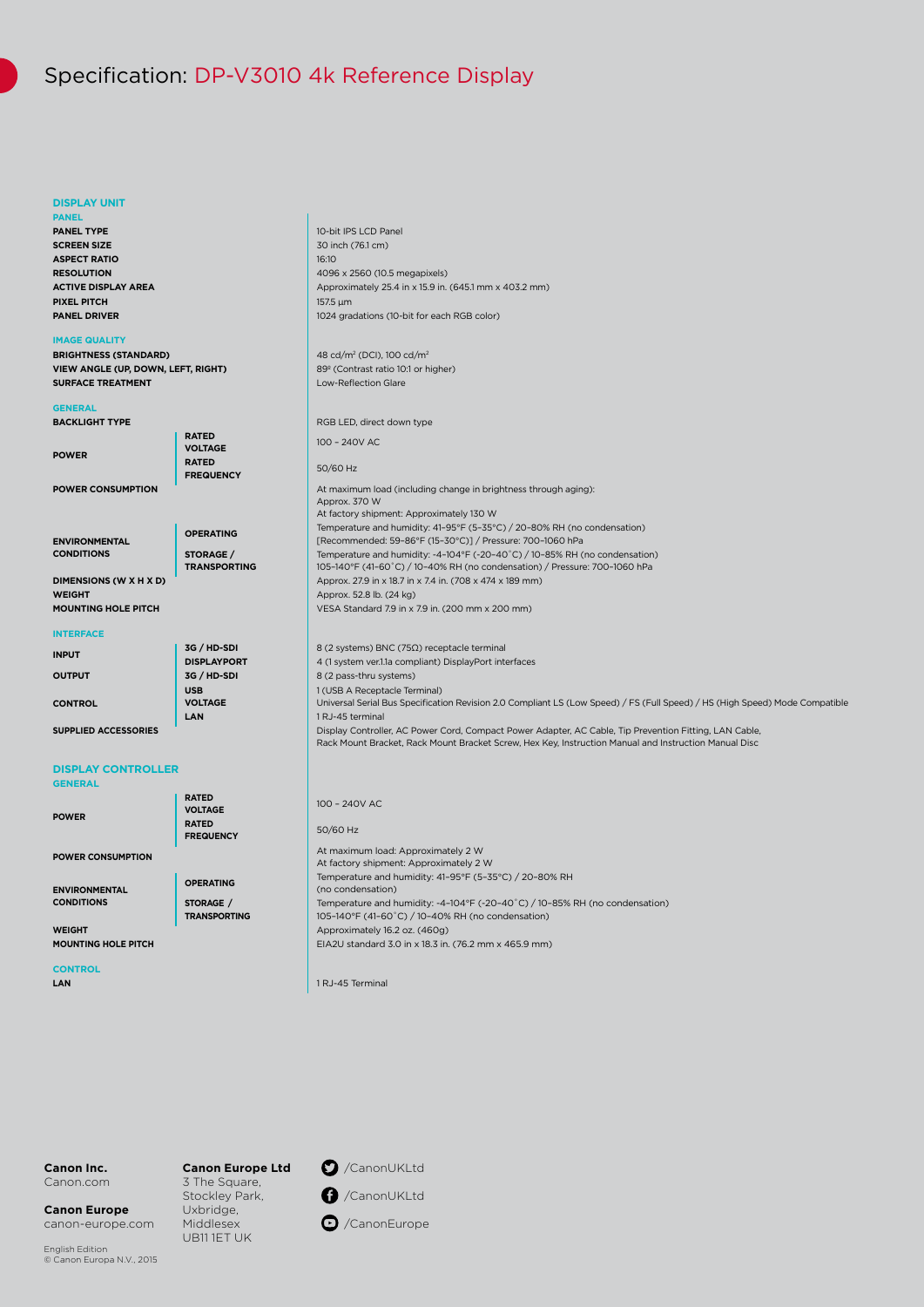# Specification: DP-V3010 4k Reference Display

## DISPLAY UNIT

### PANEL

| | | |
|---|---|---|
| **PANEL TYPE** | | 10-bit IPS LCD Panel |
| **SCREEN SIZE** | | 30 inch (76.1 cm) |
| **ASPECT RATIO** | | 16:10 |
| **RESOLUTION** | | 4096 x 2560 (10.5 megapixels) |
| **ACTIVE DISPLAY AREA** | | Approximately 25.4 in x 15.9 in. (645.1 mm x 403.2 mm) |
| **PIXEL PITCH** | | 157.5 µm |
| **PANEL DRIVER** | | 1024 gradations (10-bit for each RGB color) |

### IMAGE QUALITY

| | | |
|---|---|---|
| **BRIGHTNESS (STANDARD)** | | 48 cd/m² (DCI), 100 cd/m² |
| **VIEW ANGLE (UP, DOWN, LEFT, RIGHT)** | | 89º (Contrast ratio 10:1 or higher) |
| **SURFACE TREATMENT** | | Low-Reflection Glare |

### GENERAL

| | | |
|---|---|---|
| **BACKLIGHT TYPE** | | RGB LED, direct down type |
| **POWER** | **RATED VOLTAGE** | 100 – 240V AC |
| | **RATED FREQUENCY** | 50/60 Hz |
| **POWER CONSUMPTION** | | At maximum load (including change in brightness through aging): Approx. 370 W<br>At factory shipment: Approximately 130 W |
| **ENVIRONMENTAL CONDITIONS** | **OPERATING** | Temperature and humidity: 41–95°F (5–35°C) / 20–80% RH (no condensation) [Recommended: 59–86°F (15–30°C)] / Pressure: 700–1060 hPa |
| | **STORAGE / TRANSPORTING** | Temperature and humidity: -4–104°F (-20–40˚C) / 10–85% RH (no condensation)<br>105–140°F (41–60˚C) / 10–40% RH (no condensation) / Pressure: 700–1060 hPa |
| **DIMENSIONS (W X H X D)** | | Approx. 27.9 in x 18.7 in x 7.4 in. (708 x 474 x 189 mm) |
| **WEIGHT** | | Approx. 52.8 lb. (24 kg) |
| **MOUNTING HOLE PITCH** | | VESA Standard 7.9 in x 7.9 in. (200 mm x 200 mm) |

### INTERFACE

| | | |
|---|---|---|
| **INPUT** | **3G / HD-SDI** | 8 (2 systems) BNC (75Ω) receptacle terminal |
| | **DISPLAYPORT** | 4 (1 system ver.1.1a compliant) DisplayPort interfaces |
| **OUTPUT** | **3G / HD-SDI** | 8 (2 pass-thru systems) |
| **CONTROL** | **USB** | 1 (USB A Receptacle Terminal) |
| | **VOLTAGE** | Universal Serial Bus Specification Revision 2.0 Compliant LS (Low Speed) / FS (Full Speed) / HS (High Speed) Mode Compatible |
| | **LAN** | 1 RJ-45 terminal |
| **SUPPLIED ACCESSORIES** | | Display Controller, AC Power Cord, Compact Power Adapter, AC Cable, Tip Prevention Fitting, LAN Cable, Rack Mount Bracket, Rack Mount Bracket Screw, Hex Key, Instruction Manual and Instruction Manual Disc |

## DISPLAY CONTROLLER

### GENERAL

| | | |
|---|---|---|
| **POWER** | **RATED VOLTAGE** | 100 – 240V AC |
| | **RATED FREQUENCY** | 50/60 Hz |
| **POWER CONSUMPTION** | | At maximum load: Approximately 2 W<br>At factory shipment: Approximately 2 W |
| **ENVIRONMENTAL CONDITIONS** | **OPERATING** | Temperature and humidity: 41–95°F (5–35°C) / 20–80% RH (no condensation) |
| | **STORAGE / TRANSPORTING** | Temperature and humidity: -4–104°F (-20–40˚C) / 10–85% RH (no condensation)<br>105–140°F (41–60˚C) / 10–40% RH (no condensation) |
| **WEIGHT** | | Approximately 16.2 oz. (460g) |
| **MOUNTING HOLE PITCH** | | EIA2U standard 3.0 in x 18.3 in. (76.2 mm x 465.9 mm) |

### CONTROL

| | | |
|---|---|---|
| **LAN** | | 1 RJ-45 Terminal |

**Canon Inc.**
Canon.com

**Canon Europe**
canon-europe.com

**Canon Europe Ltd**
3 The Square,
Stockley Park,
Uxbridge,
Middlesex
UB11 1ET UK

/CanonUKLtd
/CanonUKLtd
/CanonEurope

English Edition
© Canon Europa N.V., 2015